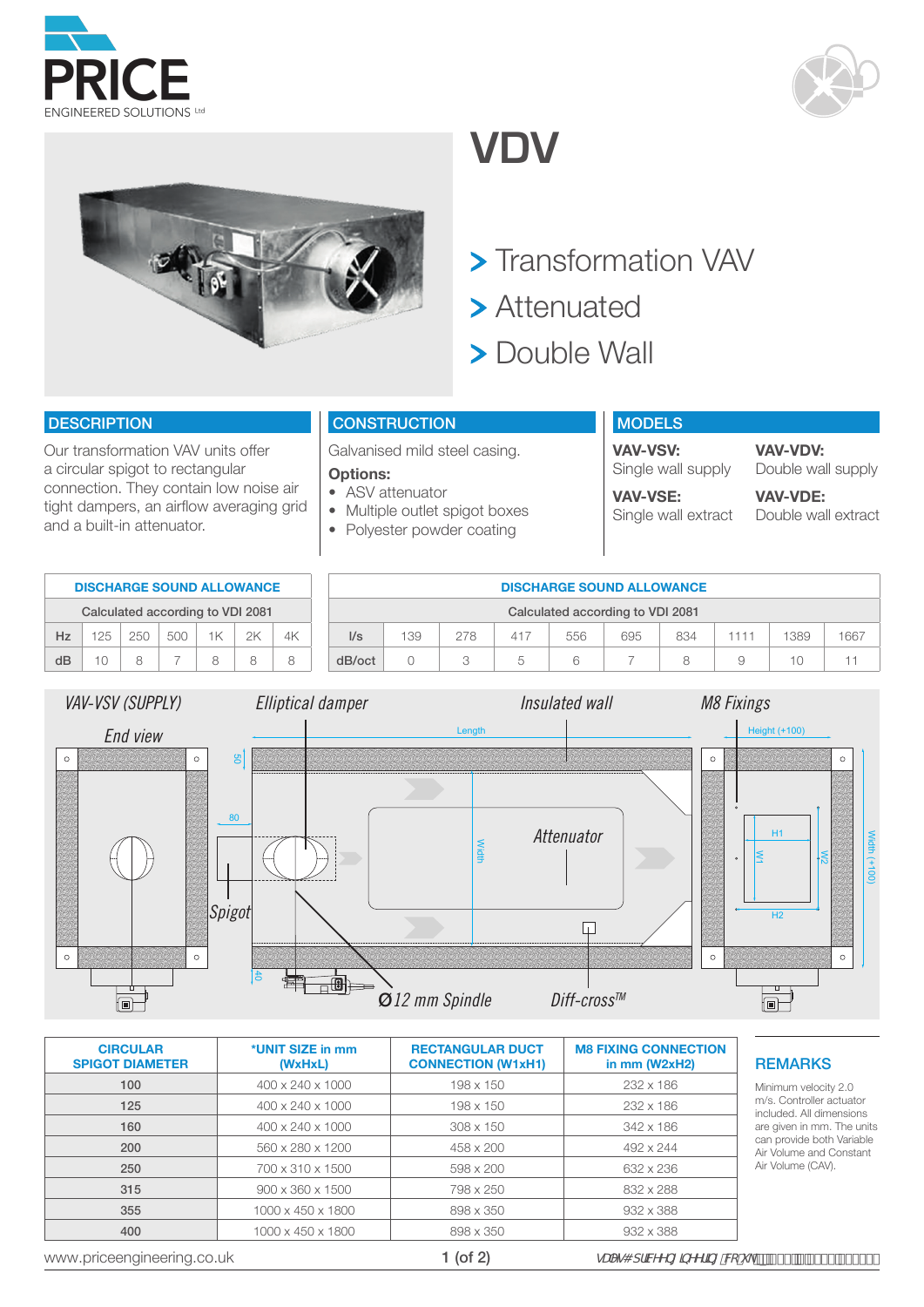# VDV

> Transformation VAV
> Attenuated
> Double Wall

## DESCRIPTION

Our transformation VAV units offer a circular spigot to rectangular connection. They contain low noise air tight dampers, an airflow averaging grid and a built-in attenuator.

## CONSTRUCTION

Galvanised mild steel casing.

**Options:**

- ASV attenuator
- Multiple outlet spigot boxes
- Polyester powder coating

## MODELS

**VAV-VSV:** Single wall supply

**VAV-VDV:** Double wall supply

**VAV-VSE:** Single wall extract

**VAV-VDE:** Double wall extract

| DISCHARGE SOUND ALLOWANCE | | | | | | |
|---|---|---|---|---|---|---|
| Calculated according to VDI 2081 | | | | | | |
| Hz | 125 | 250 | 500 | 1K | 2K | 4K |
| dB | 10 | 8 | 7 | 8 | 8 | 8 |

| DISCHARGE SOUND ALLOWANCE | | | | | | | | | |
|---|---|---|---|---|---|---|---|---|---|
| Calculated according to VDI 2081 | | | | | | | | | |
| l/s | 139 | 278 | 417 | 556 | 695 | 834 | 1111 | 1389 | 1667 |
| dB/oct | 0 | 3 | 5 | 6 | 7 | 8 | 9 | 10 | 11 |

VAV-VSV (SUPPLY) — End view — Elliptical damper — Insulated wall — M8 Fixings — Length — Height (+100) — Width — Width (+100) — Attenuator — Spigot — Ø12 mm Spindle — Diff-cross™ — H1 — H2 — W1 — W2 — 50 — 80 — 40

| CIRCULAR SPIGOT DIAMETER | *UNIT SIZE in mm (WxHxL) | RECTANGULAR DUCT CONNECTION (W1xH1) | M8 FIXING CONNECTION in mm (W2xH2) |
|---|---|---|---|
| 100 | 400 x 240 x 1000 | 198 x 150 | 232 x 186 |
| 125 | 400 x 240 x 1000 | 198 x 150 | 232 x 186 |
| 160 | 400 x 240 x 1000 | 308 x 150 | 342 x 186 |
| 200 | 560 x 280 x 1200 | 458 x 200 | 492 x 244 |
| 250 | 700 x 310 x 1500 | 598 x 200 | 632 x 236 |
| 315 | 900 x 360 x 1500 | 798 x 250 | 832 x 288 |
| 355 | 1000 x 450 x 1800 | 898 x 350 | 932 x 388 |
| 400 | 1000 x 450 x 1800 | 898 x 350 | 932 x 388 |

## REMARKS

Minimum velocity 2.0 m/s. Controller actuator included. All dimensions are given in mm. The units can provide both Variable Air Volume and Constant Air Volume (CAV).

www.priceengineering.co.uk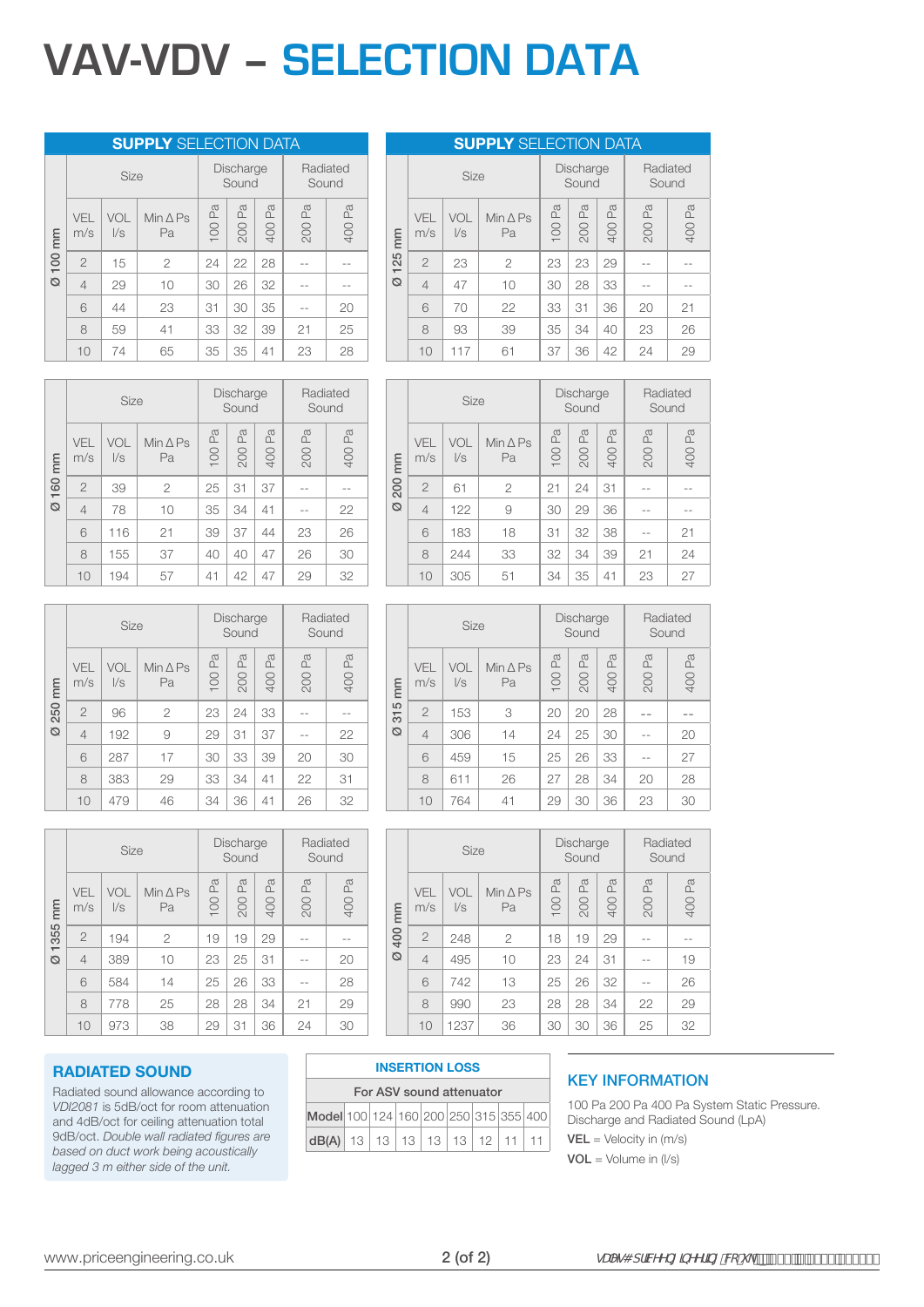# VAV-VDV – SELECTION DATA

## SUPPLY SELECTION DATA

| | Size | | | Discharge Sound | | | Radiated Sound | |
|---|---|---|---|---|---|---|---|---|
| | VEL m/s | VOL l/s | Min Δ Ps Pa | 100 Pa | 200 Pa | 400 Pa | 200 Pa | 400 Pa |
| Ø 100 mm | 2 | 15 | 2 | 24 | 22 | 28 | -- | -- |
| | 4 | 29 | 10 | 30 | 26 | 32 | -- | -- |
| | 6 | 44 | 23 | 31 | 30 | 35 | -- | 20 |
| | 8 | 59 | 41 | 33 | 32 | 39 | 21 | 25 |
| | 10 | 74 | 65 | 35 | 35 | 41 | 23 | 28 |

## SUPPLY SELECTION DATA

| | Size | | | Discharge Sound | | | Radiated Sound | |
|---|---|---|---|---|---|---|---|---|
| | VEL m/s | VOL l/s | Min Δ Ps Pa | 100 Pa | 200 Pa | 400 Pa | 200 Pa | 400 Pa |
| Ø 125 mm | 2 | 23 | 2 | 23 | 23 | 29 | -- | -- |
| | 4 | 47 | 10 | 30 | 28 | 33 | -- | -- |
| | 6 | 70 | 22 | 33 | 31 | 36 | 20 | 21 |
| | 8 | 93 | 39 | 35 | 34 | 40 | 23 | 26 |
| | 10 | 117 | 61 | 37 | 36 | 42 | 24 | 29 |

| | Size | | | Discharge Sound | | | Radiated Sound | |
|---|---|---|---|---|---|---|---|---|
| | VEL m/s | VOL l/s | Min Δ Ps Pa | 100 Pa | 200 Pa | 400 Pa | 200 Pa | 400 Pa |
| Ø 160 mm | 2 | 39 | 2 | 25 | 31 | 37 | -- | -- |
| | 4 | 78 | 10 | 35 | 34 | 41 | -- | 22 |
| | 6 | 116 | 21 | 39 | 37 | 44 | 23 | 26 |
| | 8 | 155 | 37 | 40 | 40 | 47 | 26 | 30 |
| | 10 | 194 | 57 | 41 | 42 | 47 | 29 | 32 |

| | Size | | | Discharge Sound | | | Radiated Sound | |
|---|---|---|---|---|---|---|---|---|
| | VEL m/s | VOL l/s | Min Δ Ps Pa | 100 Pa | 200 Pa | 400 Pa | 200 Pa | 400 Pa |
| Ø 200 mm | 2 | 61 | 2 | 21 | 24 | 31 | -- | -- |
| | 4 | 122 | 9 | 30 | 29 | 36 | -- | -- |
| | 6 | 183 | 18 | 31 | 32 | 38 | -- | 21 |
| | 8 | 244 | 33 | 32 | 34 | 39 | 21 | 24 |
| | 10 | 305 | 51 | 34 | 35 | 41 | 23 | 27 |

| | Size | | | Discharge Sound | | | Radiated Sound | |
|---|---|---|---|---|---|---|---|---|
| | VEL m/s | VOL l/s | Min Δ Ps Pa | 100 Pa | 200 Pa | 400 Pa | 200 Pa | 400 Pa |
| Ø 250 mm | 2 | 96 | 2 | 23 | 24 | 33 | -- | -- |
| | 4 | 192 | 9 | 29 | 31 | 37 | -- | 22 |
| | 6 | 287 | 17 | 30 | 33 | 39 | 20 | 30 |
| | 8 | 383 | 29 | 33 | 34 | 41 | 22 | 31 |
| | 10 | 479 | 46 | 34 | 36 | 41 | 26 | 32 |

| | Size | | | Discharge Sound | | | Radiated Sound | |
|---|---|---|---|---|---|---|---|---|
| | VEL m/s | VOL l/s | Min Δ Ps Pa | 100 Pa | 200 Pa | 400 Pa | 200 Pa | 400 Pa |
| Ø 315 mm | 2 | 153 | 3 | 20 | 20 | 28 | -- | -- |
| | 4 | 306 | 14 | 24 | 25 | 30 | -- | 20 |
| | 6 | 459 | 15 | 25 | 26 | 33 | -- | 27 |
| | 8 | 611 | 26 | 27 | 28 | 34 | 20 | 28 |
| | 10 | 764 | 41 | 29 | 30 | 36 | 23 | 30 |

| | Size | | | Discharge Sound | | | Radiated Sound | |
|---|---|---|---|---|---|---|---|---|
| | VEL m/s | VOL l/s | Min Δ Ps Pa | 100 Pa | 200 Pa | 400 Pa | 200 Pa | 400 Pa |
| Ø 1355 mm | 2 | 194 | 2 | 19 | 19 | 29 | -- | -- |
| | 4 | 389 | 10 | 23 | 25 | 31 | -- | 20 |
| | 6 | 584 | 14 | 25 | 26 | 33 | -- | 28 |
| | 8 | 778 | 25 | 28 | 28 | 34 | 21 | 29 |
| | 10 | 973 | 38 | 29 | 31 | 36 | 24 | 30 |

| | Size | | | Discharge Sound | | | Radiated Sound | |
|---|---|---|---|---|---|---|---|---|
| | VEL m/s | VOL l/s | Min Δ Ps Pa | 100 Pa | 200 Pa | 400 Pa | 200 Pa | 400 Pa |
| Ø 400 mm | 2 | 248 | 2 | 18 | 19 | 29 | -- | -- |
| | 4 | 495 | 10 | 23 | 24 | 31 | -- | 19 |
| | 6 | 742 | 13 | 25 | 26 | 32 | -- | 26 |
| | 8 | 990 | 23 | 28 | 28 | 34 | 22 | 29 |
| | 10 | 1237 | 36 | 30 | 30 | 36 | 25 | 32 |

### RADIATED SOUND

Radiated sound allowance according to *VDI2081* is 5dB/oct for room attenuation and 4dB/oct for ceiling attenuation total 9dB/oct. *Double wall radiated figures are based on duct work being acoustically lagged 3 m either side of the unit.*

### INSERTION LOSS

| For ASV sound attenuator | | | | | | | | |
|---|---|---|---|---|---|---|---|---|
| Model | 100 | 124 | 160 | 200 | 250 | 315 | 355 | 400 |
| dB(A) | 13 | 13 | 13 | 13 | 13 | 12 | 11 | 11 |

### KEY INFORMATION

100 Pa 200 Pa 400 Pa System Static Pressure. Discharge and Radiated Sound (LpA)

**VEL** = Velocity in (m/s)

**VOL** = Volume in (l/s)

www.priceengineering.co.uk